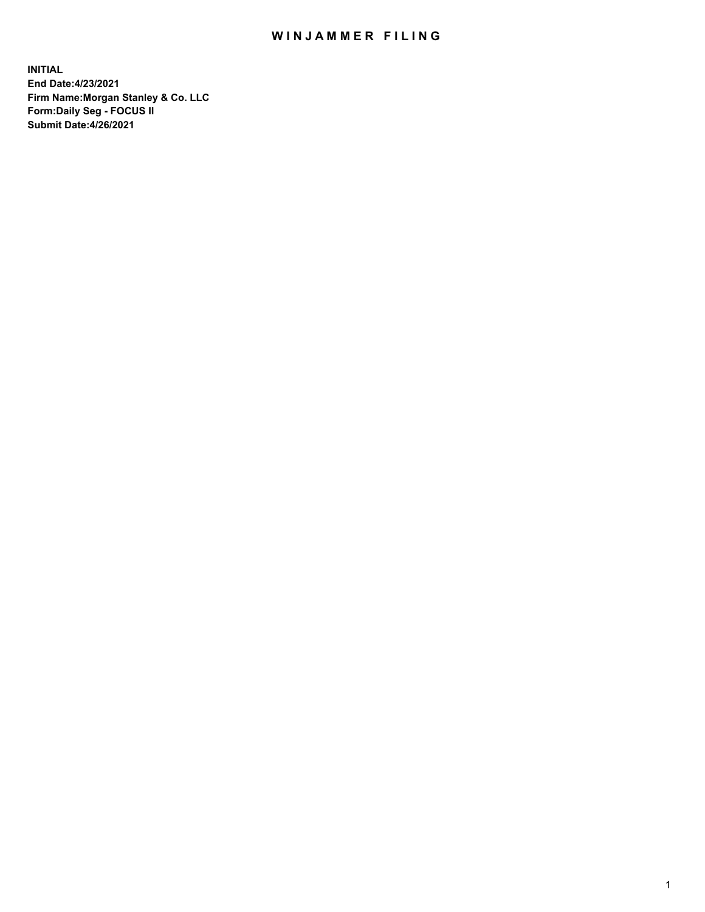# WINJAMMER FILING

**INITIAL**
**End Date:4/23/2021**
**Firm Name:Morgan Stanley & Co. LLC**
**Form:Daily Seg - FOCUS II**
**Submit Date:4/26/2021**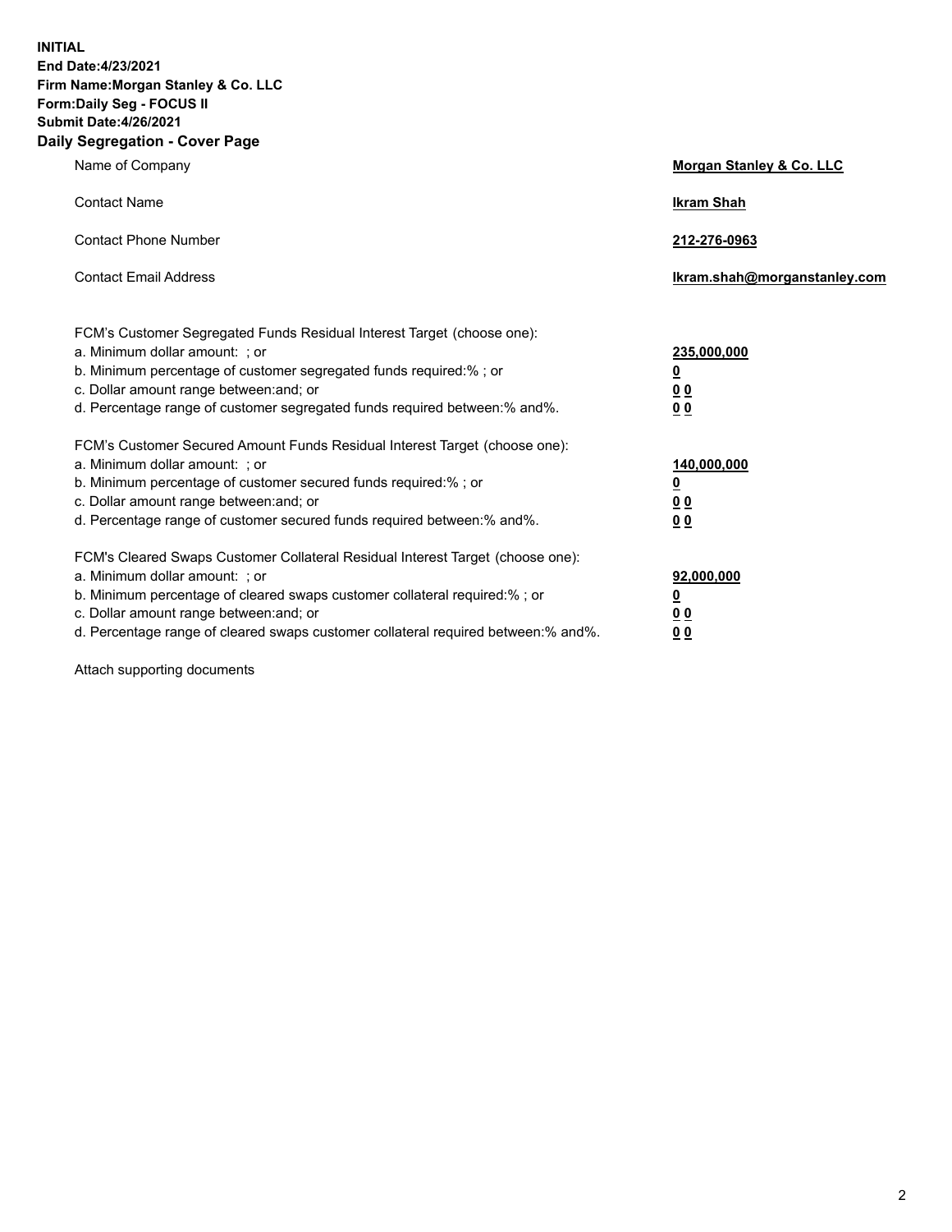**INITIAL**
**End Date:4/23/2021**
**Firm Name:Morgan Stanley & Co. LLC**
**Form:Daily Seg - FOCUS II**
**Submit Date:4/26/2021**

## Daily Segregation - Cover Page

| | |
|---|---|
| Name of Company | **Morgan Stanley & Co. LLC** |
| Contact Name | **Ikram Shah** |
| Contact Phone Number | **212-276-0963** |
| Contact Email Address | **Ikram.shah@morganstanley.com** |

| | |
|---|---|
| FCM's Customer Segregated Funds Residual Interest Target (choose one): | |
| a. Minimum dollar amount: ; or | **235,000,000** |
| b. Minimum percentage of customer segregated funds required:% ; or | **0** |
| c. Dollar amount range between:and; or | **0 0** |
| d. Percentage range of customer segregated funds required between:% and%. | **0 0** |
| FCM's Customer Secured Amount Funds Residual Interest Target (choose one): | |
| a. Minimum dollar amount: ; or | **140,000,000** |
| b. Minimum percentage of customer secured funds required:% ; or | **0** |
| c. Dollar amount range between:and; or | **0 0** |
| d. Percentage range of customer secured funds required between:% and%. | **0 0** |
| FCM's Cleared Swaps Customer Collateral Residual Interest Target (choose one): | |
| a. Minimum dollar amount: ; or | **92,000,000** |
| b. Minimum percentage of cleared swaps customer collateral required:% ; or | **0** |
| c. Dollar amount range between:and; or | **0 0** |
| d. Percentage range of cleared swaps customer collateral required between:% and%. | **0 0** |

Attach supporting documents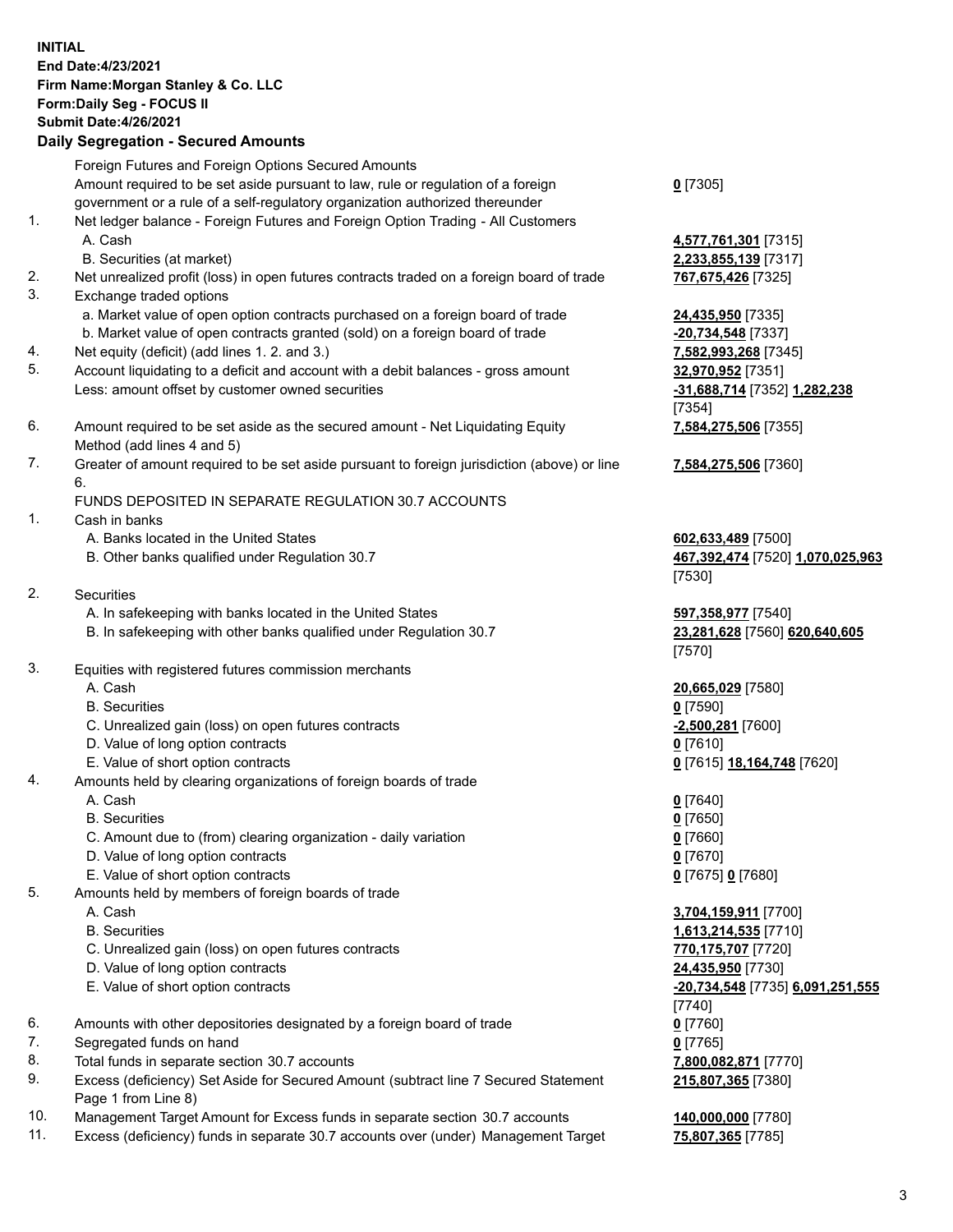**INITIAL**
**End Date:4/23/2021**
**Firm Name:Morgan Stanley & Co. LLC**
**Form:Daily Seg - FOCUS II**
**Submit Date:4/26/2021**

## Daily Segregation - Secured Amounts

| | | |
|---|---|---|
| | Foreign Futures and Foreign Options Secured Amounts | |
| | Amount required to be set aside pursuant to law, rule or regulation of a foreign government or a rule of a self-regulatory organization authorized thereunder | **0** [7305] |
| 1. | Net ledger balance - Foreign Futures and Foreign Option Trading - All Customers | |
| | A. Cash | **4,577,761,301** [7315] |
| | B. Securities (at market) | **2,233,855,139** [7317] |
| 2. | Net unrealized profit (loss) in open futures contracts traded on a foreign board of trade | **767,675,426** [7325] |
| 3. | Exchange traded options | |
| | a. Market value of open option contracts purchased on a foreign board of trade | **24,435,950** [7335] |
| | b. Market value of open contracts granted (sold) on a foreign board of trade | **-20,734,548** [7337] |
| 4. | Net equity (deficit) (add lines 1. 2. and 3.) | **7,582,993,268** [7345] |
| 5. | Account liquidating to a deficit and account with a debit balances - gross amount | **32,970,952** [7351] |
| | Less: amount offset by customer owned securities | **-31,688,714** [7352] **1,282,238** [7354] |
| 6. | Amount required to be set aside as the secured amount - Net Liquidating Equity Method (add lines 4 and 5) | **7,584,275,506** [7355] |
| 7. | Greater of amount required to be set aside pursuant to foreign jurisdiction (above) or line 6. | **7,584,275,506** [7360] |
| | FUNDS DEPOSITED IN SEPARATE REGULATION 30.7 ACCOUNTS | |
| 1. | Cash in banks | |
| | A. Banks located in the United States | **602,633,489** [7500] |
| | B. Other banks qualified under Regulation 30.7 | **467,392,474** [7520] **1,070,025,963** [7530] |
| 2. | Securities | |
| | A. In safekeeping with banks located in the United States | **597,358,977** [7540] |
| | B. In safekeeping with other banks qualified under Regulation 30.7 | **23,281,628** [7560] **620,640,605** [7570] |
| 3. | Equities with registered futures commission merchants | |
| | A. Cash | **20,665,029** [7580] |
| | B. Securities | **0** [7590] |
| | C. Unrealized gain (loss) on open futures contracts | **-2,500,281** [7600] |
| | D. Value of long option contracts | **0** [7610] |
| | E. Value of short option contracts | **0** [7615] **18,164,748** [7620] |
| 4. | Amounts held by clearing organizations of foreign boards of trade | |
| | A. Cash | **0** [7640] |
| | B. Securities | **0** [7650] |
| | C. Amount due to (from) clearing organization - daily variation | **0** [7660] |
| | D. Value of long option contracts | **0** [7670] |
| | E. Value of short option contracts | **0** [7675] **0** [7680] |
| 5. | Amounts held by members of foreign boards of trade | |
| | A. Cash | **3,704,159,911** [7700] |
| | B. Securities | **1,613,214,535** [7710] |
| | C. Unrealized gain (loss) on open futures contracts | **770,175,707** [7720] |
| | D. Value of long option contracts | **24,435,950** [7730] |
| | E. Value of short option contracts | **-20,734,548** [7735] **6,091,251,555** [7740] |
| 6. | Amounts with other depositories designated by a foreign board of trade | **0** [7760] |
| 7. | Segregated funds on hand | **0** [7765] |
| 8. | Total funds in separate section 30.7 accounts | **7,800,082,871** [7770] |
| 9. | Excess (deficiency) Set Aside for Secured Amount (subtract line 7 Secured Statement Page 1 from Line 8) | **215,807,365** [7380] |
| 10. | Management Target Amount for Excess funds in separate section 30.7 accounts | **140,000,000** [7780] |
| 11. | Excess (deficiency) funds in separate 30.7 accounts over (under) Management Target | **75,807,365** [7785] |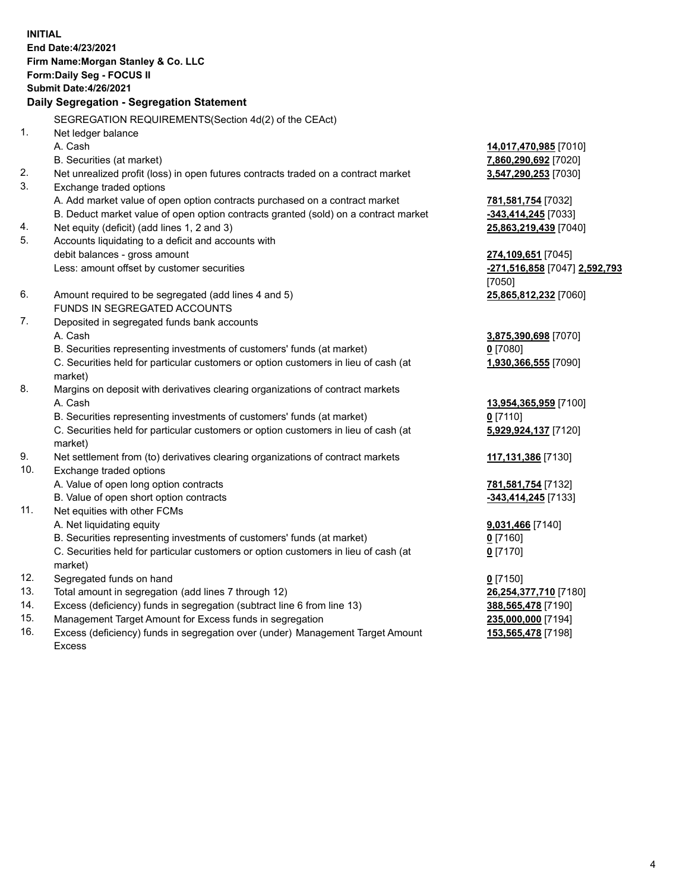**INITIAL**
**End Date:4/23/2021**
**Firm Name:Morgan Stanley & Co. LLC**
**Form:Daily Seg - FOCUS II**
**Submit Date:4/26/2021**

**Daily Segregation - Segregation Statement**

| | | |
|---|---|---|
| | SEGREGATION REQUIREMENTS(Section 4d(2) of the CEAct) | |
| 1. | Net ledger balance | |
| | A. Cash | **14,017,470,985** [7010] |
| | B. Securities (at market) | **7,860,290,692** [7020] |
| 2. | Net unrealized profit (loss) in open futures contracts traded on a contract market | **3,547,290,253** [7030] |
| 3. | Exchange traded options | |
| | A. Add market value of open option contracts purchased on a contract market | **781,581,754** [7032] |
| | B. Deduct market value of open option contracts granted (sold) on a contract market | **-343,414,245** [7033] |
| 4. | Net equity (deficit) (add lines 1, 2 and 3) | **25,863,219,439** [7040] |
| 5. | Accounts liquidating to a deficit and accounts with debit balances - gross amount | **274,109,651** [7045] |
| | Less: amount offset by customer securities | **-271,516,858** [7047] **2,592,793** [7050] |
| 6. | Amount required to be segregated (add lines 4 and 5) | **25,865,812,232** [7060] |
| | FUNDS IN SEGREGATED ACCOUNTS | |
| 7. | Deposited in segregated funds bank accounts | |
| | A. Cash | **3,875,390,698** [7070] |
| | B. Securities representing investments of customers' funds (at market) | **0** [7080] |
| | C. Securities held for particular customers or option customers in lieu of cash (at market) | **1,930,366,555** [7090] |
| 8. | Margins on deposit with derivatives clearing organizations of contract markets | |
| | A. Cash | **13,954,365,959** [7100] |
| | B. Securities representing investments of customers' funds (at market) | **0** [7110] |
| | C. Securities held for particular customers or option customers in lieu of cash (at market) | **5,929,924,137** [7120] |
| 9. | Net settlement from (to) derivatives clearing organizations of contract markets | **117,131,386** [7130] |
| 10. | Exchange traded options | |
| | A. Value of open long option contracts | **781,581,754** [7132] |
| | B. Value of open short option contracts | **-343,414,245** [7133] |
| 11. | Net equities with other FCMs | |
| | A. Net liquidating equity | **9,031,466** [7140] |
| | B. Securities representing investments of customers' funds (at market) | **0** [7160] |
| | C. Securities held for particular customers or option customers in lieu of cash (at market) | **0** [7170] |
| 12. | Segregated funds on hand | **0** [7150] |
| 13. | Total amount in segregation (add lines 7 through 12) | **26,254,377,710** [7180] |
| 14. | Excess (deficiency) funds in segregation (subtract line 6 from line 13) | **388,565,478** [7190] |
| 15. | Management Target Amount for Excess funds in segregation | **235,000,000** [7194] |
| 16. | Excess (deficiency) funds in segregation over (under) Management Target Amount Excess | **153,565,478** [7198] |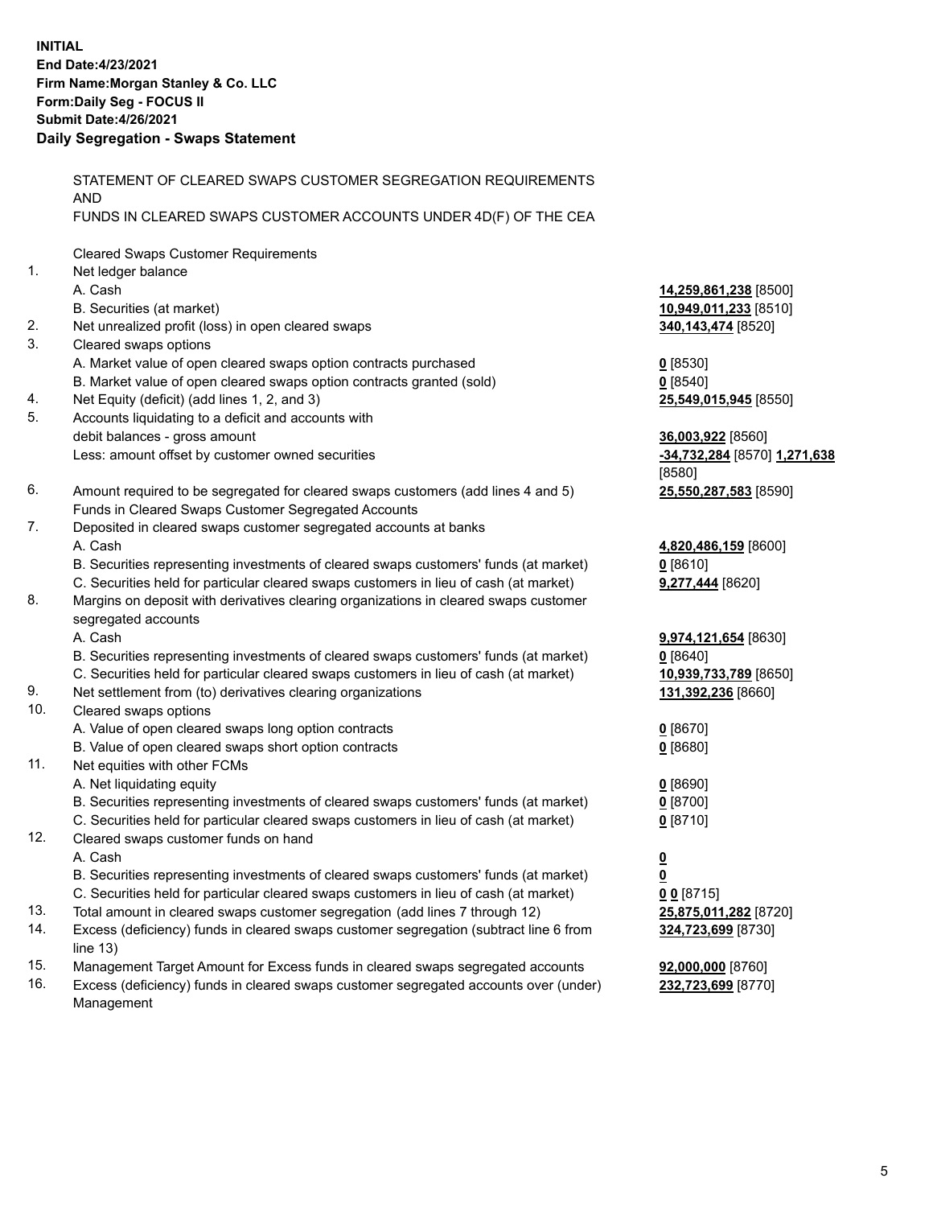**INITIAL**
**End Date:4/23/2021**
**Firm Name:Morgan Stanley & Co. LLC**
**Form:Daily Seg - FOCUS II**
**Submit Date:4/26/2021**
**Daily Segregation - Swaps Statement**

STATEMENT OF CLEARED SWAPS CUSTOMER SEGREGATION REQUIREMENTS AND FUNDS IN CLEARED SWAPS CUSTOMER ACCOUNTS UNDER 4D(F) OF THE CEA

| | | |
|---|---|---|
| | Cleared Swaps Customer Requirements | |
| 1. | Net ledger balance | |
| | A. Cash | **14,259,861,238** [8500] |
| | B. Securities (at market) | **10,949,011,233** [8510] |
| 2. | Net unrealized profit (loss) in open cleared swaps | **340,143,474** [8520] |
| 3. | Cleared swaps options | |
| | A. Market value of open cleared swaps option contracts purchased | **0** [8530] |
| | B. Market value of open cleared swaps option contracts granted (sold) | **0** [8540] |
| 4. | Net Equity (deficit) (add lines 1, 2, and 3) | **25,549,015,945** [8550] |
| 5. | Accounts liquidating to a deficit and accounts with debit balances - gross amount | **36,003,922** [8560] |
| | Less: amount offset by customer owned securities | **-34,732,284** [8570] **1,271,638** [8580] |
| 6. | Amount required to be segregated for cleared swaps customers (add lines 4 and 5) | **25,550,287,583** [8590] |
| | Funds in Cleared Swaps Customer Segregated Accounts | |
| 7. | Deposited in cleared swaps customer segregated accounts at banks | |
| | A. Cash | **4,820,486,159** [8600] |
| | B. Securities representing investments of cleared swaps customers' funds (at market) | **0** [8610] |
| | C. Securities held for particular cleared swaps customers in lieu of cash (at market) | **9,277,444** [8620] |
| 8. | Margins on deposit with derivatives clearing organizations in cleared swaps customer segregated accounts | |
| | A. Cash | **9,974,121,654** [8630] |
| | B. Securities representing investments of cleared swaps customers' funds (at market) | **0** [8640] |
| | C. Securities held for particular cleared swaps customers in lieu of cash (at market) | **10,939,733,789** [8650] |
| 9. | Net settlement from (to) derivatives clearing organizations | **131,392,236** [8660] |
| 10. | Cleared swaps options | |
| | A. Value of open cleared swaps long option contracts | **0** [8670] |
| | B. Value of open cleared swaps short option contracts | **0** [8680] |
| 11. | Net equities with other FCMs | |
| | A. Net liquidating equity | **0** [8690] |
| | B. Securities representing investments of cleared swaps customers' funds (at market) | **0** [8700] |
| | C. Securities held for particular cleared swaps customers in lieu of cash (at market) | **0** [8710] |
| 12. | Cleared swaps customer funds on hand | |
| | A. Cash | **0** |
| | B. Securities representing investments of cleared swaps customers' funds (at market) | **0** |
| | C. Securities held for particular cleared swaps customers in lieu of cash (at market) | **0** **0** [8715] |
| 13. | Total amount in cleared swaps customer segregation (add lines 7 through 12) | **25,875,011,282** [8720] |
| 14. | Excess (deficiency) funds in cleared swaps customer segregation (subtract line 6 from line 13) | **324,723,699** [8730] |
| 15. | Management Target Amount for Excess funds in cleared swaps segregated accounts | **92,000,000** [8760] |
| 16. | Excess (deficiency) funds in cleared swaps customer segregated accounts over (under) Management | **232,723,699** [8770] |